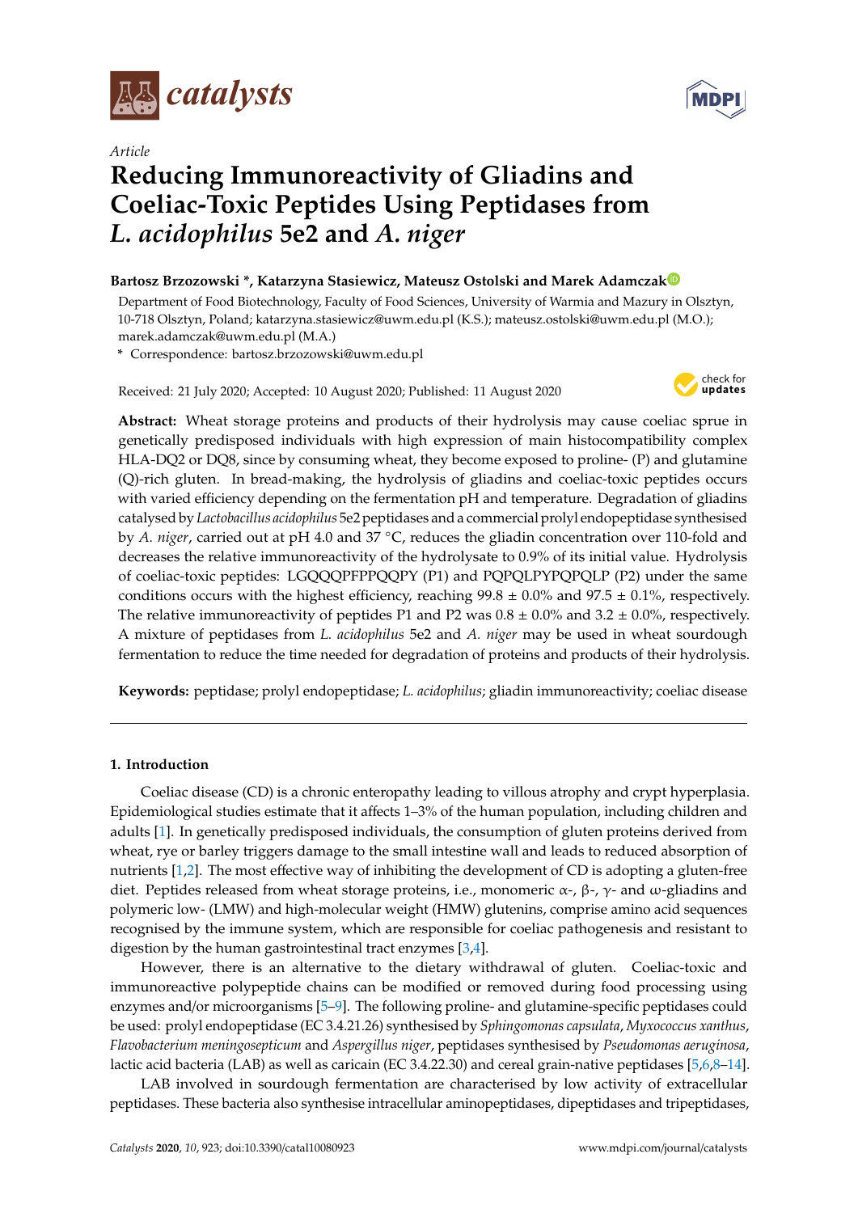*catalysts*

*Article*

# Reducing Immunoreactivity of Gliadins and Coeliac-Toxic Peptides Using Peptidases from *L. acidophilus* 5e2 and *A. niger*

**Bartosz Brzozowski \*, Katarzyna Stasiewicz, Mateusz Ostolski and Marek Adamczak**

Department of Food Biotechnology, Faculty of Food Sciences, University of Warmia and Mazury in Olsztyn, 10-718 Olsztyn, Poland; katarzyna.stasiewicz@uwm.edu.pl (K.S.); mateusz.ostolski@uwm.edu.pl (M.O.); marek.adamczak@uwm.edu.pl (M.A.)

\* Correspondence: bartosz.brzozowski@uwm.edu.pl

Received: 21 July 2020; Accepted: 10 August 2020; Published: 11 August 2020

**Abstract:** Wheat storage proteins and products of their hydrolysis may cause coeliac sprue in genetically predisposed individuals with high expression of main histocompatibility complex HLA-DQ2 or DQ8, since by consuming wheat, they become exposed to proline- (P) and glutamine (Q)-rich gluten. In bread-making, the hydrolysis of gliadins and coeliac-toxic peptides occurs with varied efficiency depending on the fermentation pH and temperature. Degradation of gliadins catalysed by *Lactobacillus acidophilus* 5e2 peptidases and a commercial prolyl endopeptidase synthesised by *A. niger*, carried out at pH 4.0 and 37 °C, reduces the gliadin concentration over 110-fold and decreases the relative immunoreactivity of the hydrolysate to 0.9% of its initial value. Hydrolysis of coeliac-toxic peptides: LGQQQPFPPQQPY (P1) and PQPQLPYPQPQLP (P2) under the same conditions occurs with the highest efficiency, reaching 99.8 ± 0.0% and 97.5 ± 0.1%, respectively. The relative immunoreactivity of peptides P1 and P2 was 0.8 ± 0.0% and 3.2 ± 0.0%, respectively. A mixture of peptidases from *L. acidophilus* 5e2 and *A. niger* may be used in wheat sourdough fermentation to reduce the time needed for degradation of proteins and products of their hydrolysis.

**Keywords:** peptidase; prolyl endopeptidase; *L. acidophilus*; gliadin immunoreactivity; coeliac disease

## 1. Introduction

Coeliac disease (CD) is a chronic enteropathy leading to villous atrophy and crypt hyperplasia. Epidemiological studies estimate that it affects 1–3% of the human population, including children and adults [1]. In genetically predisposed individuals, the consumption of gluten proteins derived from wheat, rye or barley triggers damage to the small intestine wall and leads to reduced absorption of nutrients [1,2]. The most effective way of inhibiting the development of CD is adopting a gluten-free diet. Peptides released from wheat storage proteins, i.e., monomeric α-, β-, γ- and ω-gliadins and polymeric low- (LMW) and high-molecular weight (HMW) glutenins, comprise amino acid sequences recognised by the immune system, which are responsible for coeliac pathogenesis and resistant to digestion by the human gastrointestinal tract enzymes [3,4].

However, there is an alternative to the dietary withdrawal of gluten. Coeliac-toxic and immunoreactive polypeptide chains can be modified or removed during food processing using enzymes and/or microorganisms [5–9]. The following proline- and glutamine-specific peptidases could be used: prolyl endopeptidase (EC 3.4.21.26) synthesised by *Sphingomonas capsulata*, *Myxococcus xanthus*, *Flavobacterium meningosepticum* and *Aspergillus niger*, peptidases synthesised by *Pseudomonas aeruginosa*, lactic acid bacteria (LAB) as well as caricain (EC 3.4.22.30) and cereal grain-native peptidases [5,6,8–14].

LAB involved in sourdough fermentation are characterised by low activity of extracellular peptidases. These bacteria also synthesise intracellular aminopeptidases, dipeptidases and tripeptidases,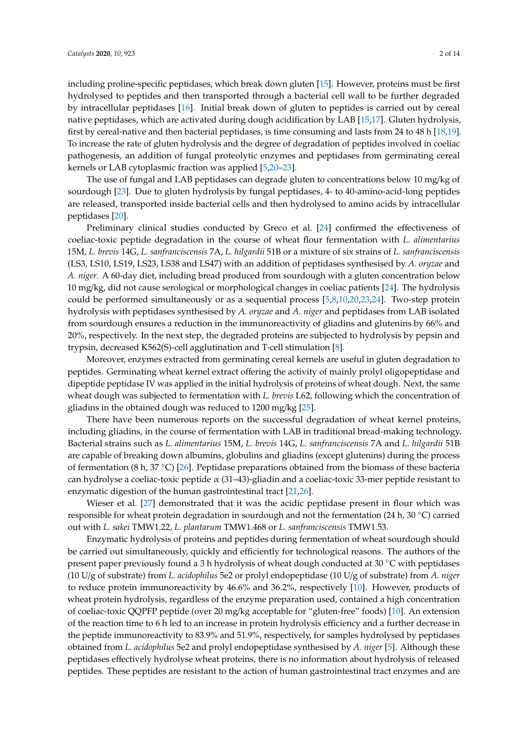including proline-specific peptidases, which break down gluten [15]. However, proteins must be first hydrolysed to peptides and then transported through a bacterial cell wall to be further degraded by intracellular peptidases [16]. Initial break down of gluten to peptides is carried out by cereal native peptidases, which are activated during dough acidification by LAB [15,17]. Gluten hydrolysis, first by cereal-native and then bacterial peptidases, is time consuming and lasts from 24 to 48 h [18,19]. To increase the rate of gluten hydrolysis and the degree of degradation of peptides involved in coeliac pathogenesis, an addition of fungal proteolytic enzymes and peptidases from germinating cereal kernels or LAB cytoplasmic fraction was applied [5,20–23].

The use of fungal and LAB peptidases can degrade gluten to concentrations below 10 mg/kg of sourdough [23]. Due to gluten hydrolysis by fungal peptidases, 4- to 40-amino-acid-long peptides are released, transported inside bacterial cells and then hydrolysed to amino acids by intracellular peptidases [20].

Preliminary clinical studies conducted by Greco et al. [24] confirmed the effectiveness of coeliac-toxic peptide degradation in the course of wheat flour fermentation with *L. alimentarius* 15M, *L. brevis* 14G, *L. sanfranciscensis* 7A, *L. hilgardii* 51B or a mixture of six strains of *L. sanfranciscensis* (LS3, LS10, LS19, LS23, LS38 and LS47) with an addition of peptidases synthesised by *A. oryzae* and *A. niger*. A 60-day diet, including bread produced from sourdough with a gluten concentration below 10 mg/kg, did not cause serological or morphological changes in coeliac patients [24]. The hydrolysis could be performed simultaneously or as a sequential process [5,8,10,20,23,24]. Two-step protein hydrolysis with peptidases synthesised by *A. oryzae* and *A. niger* and peptidases from LAB isolated from sourdough ensures a reduction in the immunoreactivity of gliadins and glutenins by 66% and 20%, respectively. In the next step, the degraded proteins are subjected to hydrolysis by pepsin and trypsin, decreased K562(S)-cell agglutination and T-cell stimulation [8].

Moreover, enzymes extracted from germinating cereal kernels are useful in gluten degradation to peptides. Germinating wheat kernel extract offering the activity of mainly prolyl oligopeptidase and dipeptide peptidase IV was applied in the initial hydrolysis of proteins of wheat dough. Next, the same wheat dough was subjected to fermentation with *L. brevis* L62, following which the concentration of gliadins in the obtained dough was reduced to 1200 mg/kg [25].

There have been numerous reports on the successful degradation of wheat kernel proteins, including gliadins, in the course of fermentation with LAB in traditional bread-making technology. Bacterial strains such as *L. alimentarius* 15M, *L. brevis* 14G, *L. sanfranciscensis* 7A and *L. hilgardii* 51B are capable of breaking down albumins, globulins and gliadins (except glutenins) during the process of fermentation (8 h, 37 °C) [26]. Peptidase preparations obtained from the biomass of these bacteria can hydrolyse a coeliac-toxic peptide α (31–43)-gliadin and a coeliac-toxic 33-mer peptide resistant to enzymatic digestion of the human gastrointestinal tract [21,26].

Wieser et al. [27] demonstrated that it was the acidic peptidase present in flour which was responsible for wheat protein degradation in sourdough and not the fermentation (24 h, 30 °C) carried out with *L. sakei* TMW1.22, *L. plantarum* TMW1.468 or *L. sanfranciscensis* TMW1.53.

Enzymatic hydrolysis of proteins and peptides during fermentation of wheat sourdough should be carried out simultaneously, quickly and efficiently for technological reasons. The authors of the present paper previously found a 3 h hydrolysis of wheat dough conducted at 30 °C with peptidases (10 U/g of substrate) from *L. acidophilus* 5e2 or prolyl endopeptidase (10 U/g of substrate) from *A. niger* to reduce protein immunoreactivity by 46.6% and 36.2%, respectively [10]. However, products of wheat protein hydrolysis, regardless of the enzyme preparation used, contained a high concentration of coeliac-toxic QQPFP peptide (over 20 mg/kg acceptable for "gluten-free" foods) [10]. An extension of the reaction time to 6 h led to an increase in protein hydrolysis efficiency and a further decrease in the peptide immunoreactivity to 83.9% and 51.9%, respectively, for samples hydrolysed by peptidases obtained from *L. acidophilus* 5e2 and prolyl endopeptidase synthesised by *A. niger* [5]. Although these peptidases effectively hydrolyse wheat proteins, there is no information about hydrolysis of released peptides. These peptides are resistant to the action of human gastrointestinal tract enzymes and are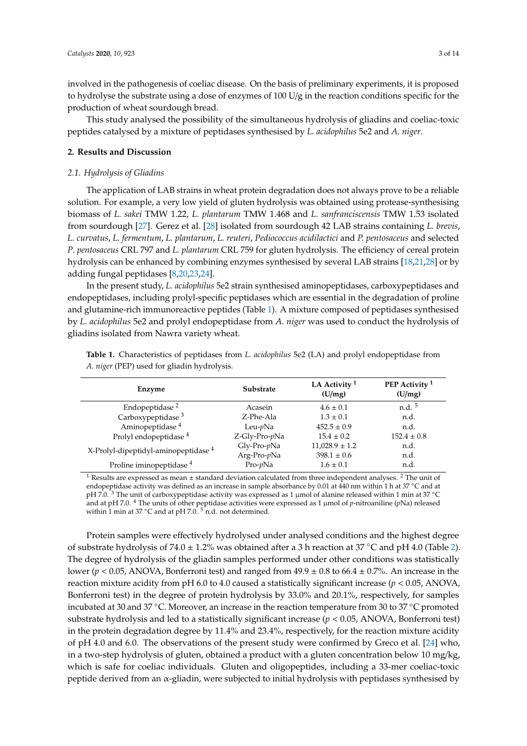involved in the pathogenesis of coeliac disease. On the basis of preliminary experiments, it is proposed to hydrolyse the substrate using a dose of enzymes of 100 U/g in the reaction conditions specific for the production of wheat sourdough bread.

This study analysed the possibility of the simultaneous hydrolysis of gliadins and coeliac-toxic peptides catalysed by a mixture of peptidases synthesised by *L. acidophilus* 5e2 and *A. niger*.

## 2. Results and Discussion

### 2.1. Hydrolysis of Gliadins

The application of LAB strains in wheat protein degradation does not always prove to be a reliable solution. For example, a very low yield of gluten hydrolysis was obtained using protease-synthesising biomass of *L. sakei* TMW 1.22, *L. plantarum* TMW 1.468 and *L. sanfranciscensis* TMW 1.53 isolated from sourdough [27]. Gerez et al. [28] isolated from sourdough 42 LAB strains containing *L. brevis*, *L. curvatus*, *L. fermentum*, *L. plantarum*, *L. reuteri*, *Pediococcus acidilactici* and *P. pentosaceus* and selected *P. pentosaceus* CRL 797 and *L. plantarum* CRL 759 for gluten hydrolysis. The efficiency of cereal protein hydrolysis can be enhanced by combining enzymes synthesised by several LAB strains [18,21,28] or by adding fungal peptidases [8,20,23,24].

In the present study, *L. acidophilus* 5e2 strain synthesised aminopeptidases, carboxypeptidases and endopeptidases, including prolyl-specific peptidases which are essential in the degradation of proline and glutamine-rich immunoreactive peptides (Table 1). A mixture composed of peptidases synthesised by *L. acidophilus* 5e2 and prolyl endopeptidase from *A. niger* was used to conduct the hydrolysis of gliadins isolated from Nawra variety wheat.

**Table 1.** Characteristics of peptidases from *L. acidophilus* 5e2 (LA) and prolyl endopeptidase from *A. niger* (PEP) used for gliadin hydrolysis.

| Enzyme | Substrate | LA Activity [1] (U/mg) | PEP Activity [1] (U/mg) |
|---|---|---|---|
| Endopeptidase [2] | Acasein | 4.6 ± 0.1 | n.d. [5] |
| Carboxypeptidase [3] | Z-Phe-Ala | 1.3 ± 0.1 | n.d. |
| Aminopeptidase [4] | Leu-*p*Na | 452.5 ± 0.9 | n.d. |
| Prolyl endopeptidase [4] | Z-Gly-Pro-*p*Na | 15.4 ± 0.2 | 152.4 ± 0.8 |
| X-Prolyl-dipeptidyl-aminopeptidase [4] | Gly-Pro-*p*Na | 11,028.9 ± 1.2 | n.d. |
| | Arg-Pro-*p*Na | 398.1 ± 0.6 | n.d. |
| Proline iminopeptidase [4] | Pro-*p*Na | 1.6 ± 0.1 | n.d. |

[1] Results are expressed as mean ± standard deviation calculated from three independent analyses. [2] The unit of endopeptidase activity was defined as an increase in sample absorbance by 0.01 at 440 nm within 1 h at 37 °C and at pH 7.0. [3] The unit of carboxypeptidase activity was expressed as 1 μmol of alanine released within 1 min at 37 °C and at pH 7.0. [4] The units of other peptidase activities were expressed as 1 μmol of *p*-nitroaniline (*p*Na) released within 1 min at 37 °C and at pH 7.0. [5] n.d. not determined.

Protein samples were effectively hydrolysed under analysed conditions and the highest degree of substrate hydrolysis of 74.0 ± 1.2% was obtained after a 3 h reaction at 37 °C and pH 4.0 (Table 2). The degree of hydrolysis of the gliadin samples performed under other conditions was statistically lower ($p < 0.05$, ANOVA, Bonferroni test) and ranged from 49.9 ± 0.8 to 66.4 ± 0.7%. An increase in the reaction mixture acidity from pH 6.0 to 4.0 caused a statistically significant increase ($p < 0.05$, ANOVA, Bonferroni test) in the degree of protein hydrolysis by 33.0% and 20.1%, respectively, for samples incubated at 30 and 37 °C. Moreover, an increase in the reaction temperature from 30 to 37 °C promoted substrate hydrolysis and led to a statistically significant increase ($p < 0.05$, ANOVA, Bonferroni test) in the protein degradation degree by 11.4% and 23.4%, respectively, for the reaction mixture acidity of pH 4.0 and 6.0. The observations of the present study were confirmed by Greco et al. [24] who, in a two-step hydrolysis of gluten, obtained a product with a gluten concentration below 10 mg/kg, which is safe for coeliac individuals. Gluten and oligopeptides, including a 33-mer coeliac-toxic peptide derived from an α-gliadin, were subjected to initial hydrolysis with peptidases synthesised by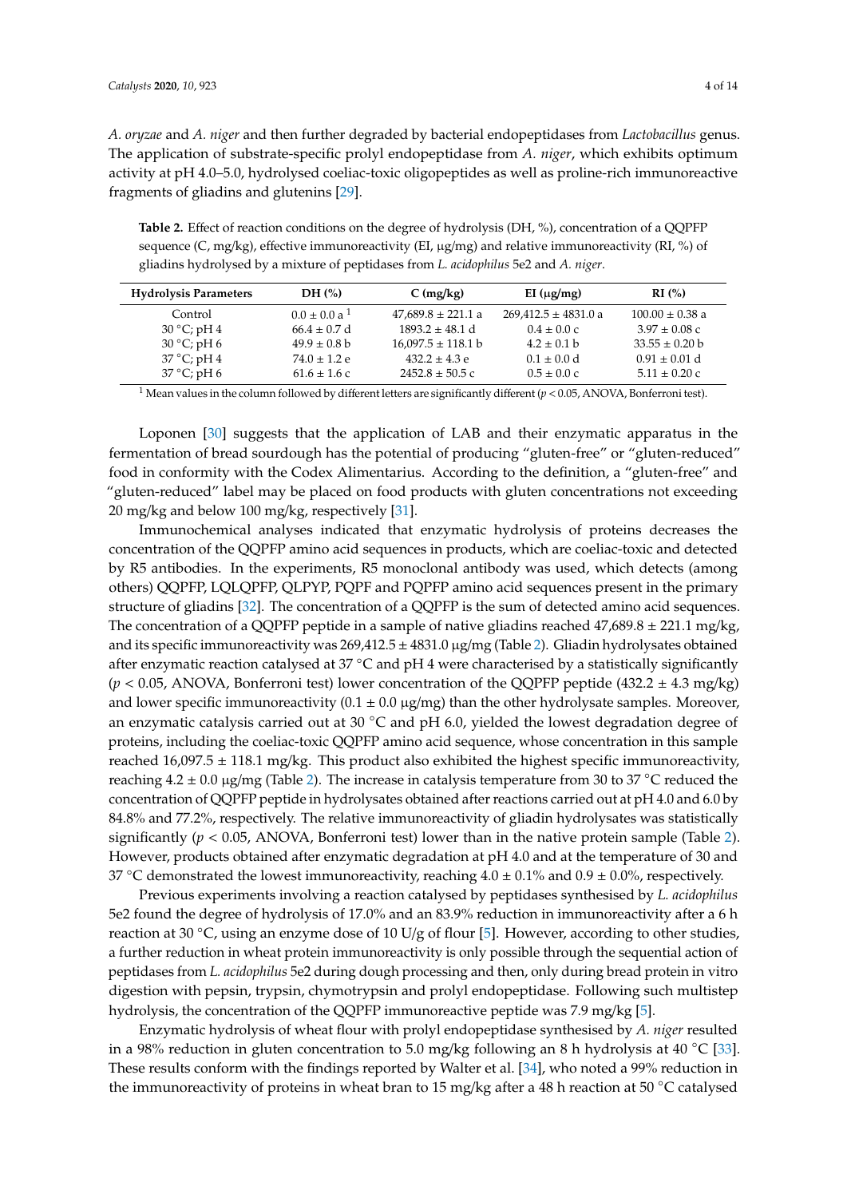*A. oryzae* and *A. niger* and then further degraded by bacterial endopeptidases from *Lactobacillus* genus. The application of substrate-specific prolyl endopeptidase from *A. niger*, which exhibits optimum activity at pH 4.0–5.0, hydrolysed coeliac-toxic oligopeptides as well as proline-rich immunoreactive fragments of gliadins and glutenins [29].

**Table 2.** Effect of reaction conditions on the degree of hydrolysis (DH, %), concentration of a QQPFP sequence (C, mg/kg), effective immunoreactivity (EI, μg/mg) and relative immunoreactivity (RI, %) of gliadins hydrolysed by a mixture of peptidases from *L. acidophilus* 5e2 and *A. niger*.

| Hydrolysis Parameters | DH (%) | C (mg/kg) | EI (μg/mg) | RI (%) |
|---|---|---|---|---|
| Control | 0.0 ± 0.0 a [1] | 47,689.8 ± 221.1 a | 269,412.5 ± 4831.0 a | 100.00 ± 0.38 a |
| 30 °C; pH 4 | 66.4 ± 0.7 d | 1893.2 ± 48.1 d | 0.4 ± 0.0 c | 3.97 ± 0.08 c |
| 30 °C; pH 6 | 49.9 ± 0.8 b | 16,097.5 ± 118.1 b | 4.2 ± 0.1 b | 33.55 ± 0.20 b |
| 37 °C; pH 4 | 74.0 ± 1.2 e | 432.2 ± 4.3 e | 0.1 ± 0.0 d | 0.91 ± 0.01 d |
| 37 °C; pH 6 | 61.6 ± 1.6 c | 2452.8 ± 50.5 c | 0.5 ± 0.0 c | 5.11 ± 0.20 c |

[1] Mean values in the column followed by different letters are significantly different ($p < 0.05$, ANOVA, Bonferroni test).

Loponen [30] suggests that the application of LAB and their enzymatic apparatus in the fermentation of bread sourdough has the potential of producing "gluten-free" or "gluten-reduced" food in conformity with the Codex Alimentarius. According to the definition, a "gluten-free" and "gluten-reduced" label may be placed on food products with gluten concentrations not exceeding 20 mg/kg and below 100 mg/kg, respectively [31].

Immunochemical analyses indicated that enzymatic hydrolysis of proteins decreases the concentration of the QQPFP amino acid sequences in products, which are coeliac-toxic and detected by R5 antibodies. In the experiments, R5 monoclonal antibody was used, which detects (among others) QQPFP, LQLQPFP, QLPYP, PQPF and PQPFP amino acid sequences present in the primary structure of gliadins [32]. The concentration of a QQPFP is the sum of detected amino acid sequences. The concentration of a QQPFP peptide in a sample of native gliadins reached 47,689.8 ± 221.1 mg/kg, and its specific immunoreactivity was 269,412.5 ± 4831.0 μg/mg (Table 2). Gliadin hydrolysates obtained after enzymatic reaction catalysed at 37 °C and pH 4 were characterised by a statistically significantly ($p < 0.05$, ANOVA, Bonferroni test) lower concentration of the QQPFP peptide (432.2 ± 4.3 mg/kg) and lower specific immunoreactivity (0.1 ± 0.0 μg/mg) than the other hydrolysate samples. Moreover, an enzymatic catalysis carried out at 30 °C and pH 6.0, yielded the lowest degradation degree of proteins, including the coeliac-toxic QQPFP amino acid sequence, whose concentration in this sample reached 16,097.5 ± 118.1 mg/kg. This product also exhibited the highest specific immunoreactivity, reaching 4.2 ± 0.0 μg/mg (Table 2). The increase in catalysis temperature from 30 to 37 °C reduced the concentration of QQPFP peptide in hydrolysates obtained after reactions carried out at pH 4.0 and 6.0 by 84.8% and 77.2%, respectively. The relative immunoreactivity of gliadin hydrolysates was statistically significantly ($p < 0.05$, ANOVA, Bonferroni test) lower than in the native protein sample (Table 2). However, products obtained after enzymatic degradation at pH 4.0 and at the temperature of 30 and 37 °C demonstrated the lowest immunoreactivity, reaching 4.0 ± 0.1% and 0.9 ± 0.0%, respectively.

Previous experiments involving a reaction catalysed by peptidases synthesised by *L. acidophilus* 5e2 found the degree of hydrolysis of 17.0% and an 83.9% reduction in immunoreactivity after a 6 h reaction at 30 °C, using an enzyme dose of 10 U/g of flour [5]. However, according to other studies, a further reduction in wheat protein immunoreactivity is only possible through the sequential action of peptidases from *L. acidophilus* 5e2 during dough processing and then, only during bread protein in vitro digestion with pepsin, trypsin, chymotrypsin and prolyl endopeptidase. Following such multistep hydrolysis, the concentration of the QQPFP immunoreactive peptide was 7.9 mg/kg [5].

Enzymatic hydrolysis of wheat flour with prolyl endopeptidase synthesised by *A. niger* resulted in a 98% reduction in gluten concentration to 5.0 mg/kg following an 8 h hydrolysis at 40 °C [33]. These results conform with the findings reported by Walter et al. [34], who noted a 99% reduction in the immunoreactivity of proteins in wheat bran to 15 mg/kg after a 48 h reaction at 50 °C catalysed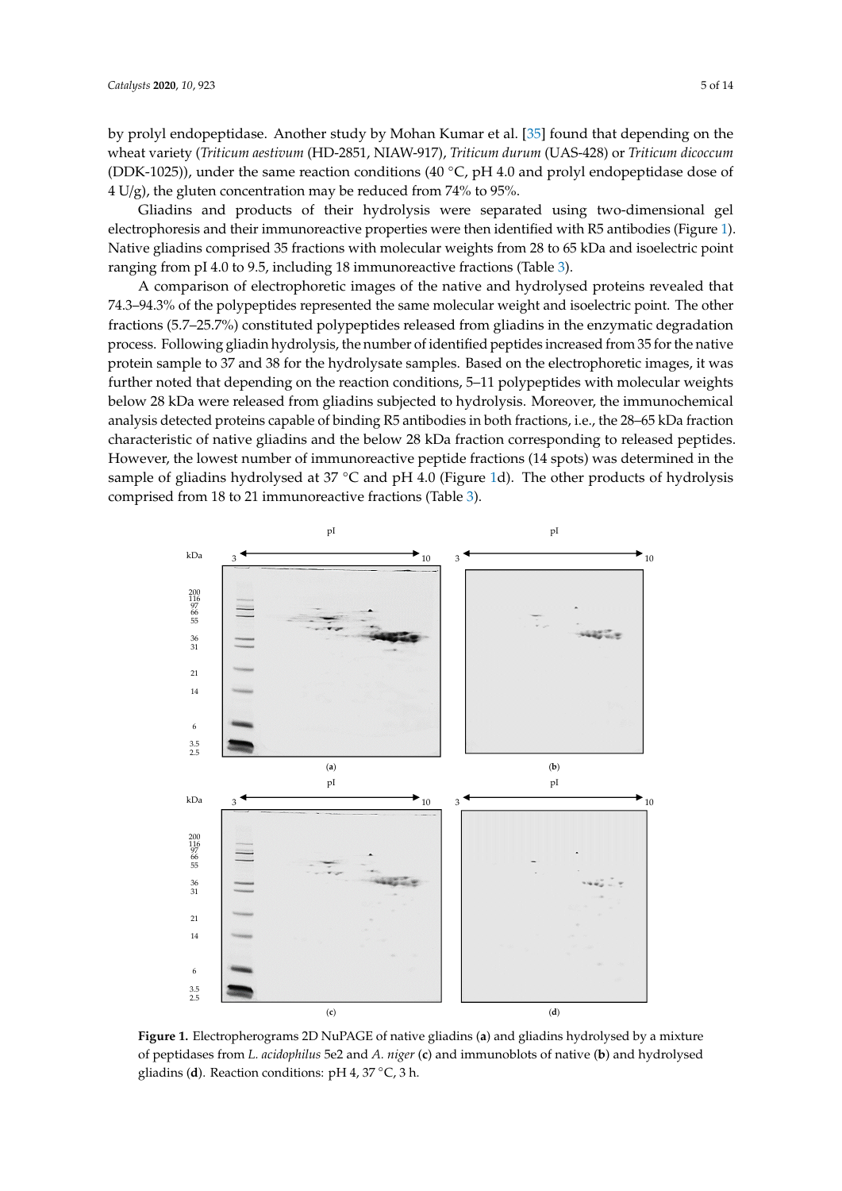by prolyl endopeptidase. Another study by Mohan Kumar et al. [35] found that depending on the wheat variety (*Triticum aestivum* (HD-2851, NIAW-917), *Triticum durum* (UAS-428) or *Triticum dicoccum* (DDK-1025)), under the same reaction conditions (40 °C, pH 4.0 and prolyl endopeptidase dose of 4 U/g), the gluten concentration may be reduced from 74% to 95%.

Gliadins and products of their hydrolysis were separated using two-dimensional gel electrophoresis and their immunoreactive properties were then identified with R5 antibodies (Figure 1). Native gliadins comprised 35 fractions with molecular weights from 28 to 65 kDa and isoelectric point ranging from pI 4.0 to 9.5, including 18 immunoreactive fractions (Table 3).

A comparison of electrophoretic images of the native and hydrolysed proteins revealed that 74.3–94.3% of the polypeptides represented the same molecular weight and isoelectric point. The other fractions (5.7–25.7%) constituted polypeptides released from gliadins in the enzymatic degradation process. Following gliadin hydrolysis, the number of identified peptides increased from 35 for the native protein sample to 37 and 38 for the hydrolysate samples. Based on the electrophoretic images, it was further noted that depending on the reaction conditions, 5–11 polypeptides with molecular weights below 28 kDa were released from gliadins subjected to hydrolysis. Moreover, the immunochemical analysis detected proteins capable of binding R5 antibodies in both fractions, i.e., the 28–65 kDa fraction characteristic of native gliadins and the below 28 kDa fraction corresponding to released peptides. However, the lowest number of immunoreactive peptide fractions (14 spots) was determined in the sample of gliadins hydrolysed at 37 °C and pH 4.0 (Figure 1d). The other products of hydrolysis comprised from 18 to 21 immunoreactive fractions (Table 3).

**Figure 1.** Electropherograms 2D NuPAGE of native gliadins (**a**) and gliadins hydrolysed by a mixture of peptidases from *L. acidophilus* 5e2 and *A. niger* (**c**) and immunoblots of native (**b**) and hydrolysed gliadins (**d**). Reaction conditions: pH 4, 37 °C, 3 h.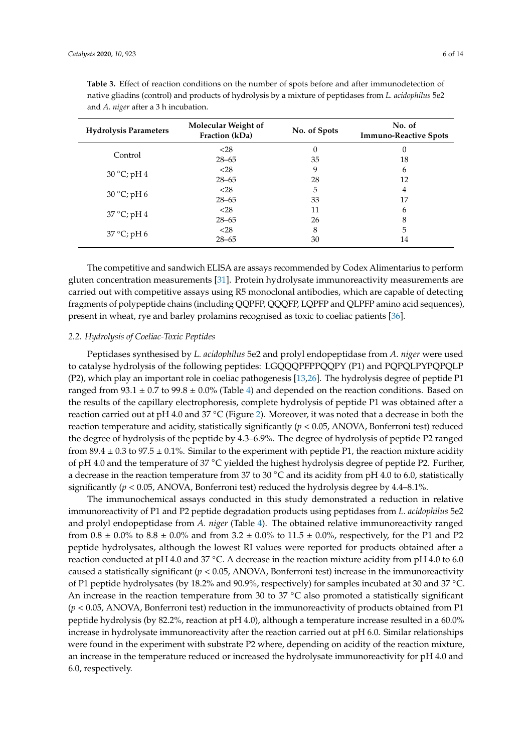**Table 3.** Effect of reaction conditions on the number of spots before and after immunodetection of native gliadins (control) and products of hydrolysis by a mixture of peptidases from *L. acidophilus* 5e2 and *A. niger* after a 3 h incubation.

| Hydrolysis Parameters | Molecular Weight of Fraction (kDa) | No. of Spots | No. of Immuno-Reactive Spots |
|---|---|---|---|
| Control | <28 | 0 | 0 |
| | 28–65 | 35 | 18 |
| 30 °C; pH 4 | <28 | 9 | 6 |
| | 28–65 | 28 | 12 |
| 30 °C; pH 6 | <28 | 5 | 4 |
| | 28–65 | 33 | 17 |
| 37 °C; pH 4 | <28 | 11 | 6 |
| | 28–65 | 26 | 8 |
| 37 °C; pH 6 | <28 | 8 | 5 |
| | 28–65 | 30 | 14 |

The competitive and sandwich ELISA are assays recommended by Codex Alimentarius to perform gluten concentration measurements [31]. Protein hydrolysate immunoreactivity measurements are carried out with competitive assays using R5 monoclonal antibodies, which are capable of detecting fragments of polypeptide chains (including QQPFP, QQQFP, LQPFP and QLPFP amino acid sequences), present in wheat, rye and barley prolamins recognised as toxic to coeliac patients [36].

### 2.2. Hydrolysis of Coeliac-Toxic Peptides

Peptidases synthesised by *L. acidophilus* 5e2 and prolyl endopeptidase from *A. niger* were used to catalyse hydrolysis of the following peptides: LGQQQPFPPQQPY (P1) and PQPQLPYPQPQLP (P2), which play an important role in coeliac pathogenesis [13,26]. The hydrolysis degree of peptide P1 ranged from 93.1 ± 0.7 to 99.8 ± 0.0% (Table 4) and depended on the reaction conditions. Based on the results of the capillary electrophoresis, complete hydrolysis of peptide P1 was obtained after a reaction carried out at pH 4.0 and 37 °C (Figure 2). Moreover, it was noted that a decrease in both the reaction temperature and acidity, statistically significantly ($p < 0.05$, ANOVA, Bonferroni test) reduced the degree of hydrolysis of the peptide by 4.3–6.9%. The degree of hydrolysis of peptide P2 ranged from 89.4 ± 0.3 to 97.5 ± 0.1%. Similar to the experiment with peptide P1, the reaction mixture acidity of pH 4.0 and the temperature of 37 °C yielded the highest hydrolysis degree of peptide P2. Further, a decrease in the reaction temperature from 37 to 30 °C and its acidity from pH 4.0 to 6.0, statistically significantly ($p < 0.05$, ANOVA, Bonferroni test) reduced the hydrolysis degree by 4.4–8.1%.

The immunochemical assays conducted in this study demonstrated a reduction in relative immunoreactivity of P1 and P2 peptide degradation products using peptidases from *L. acidophilus* 5e2 and prolyl endopeptidase from *A. niger* (Table 4). The obtained relative immunoreactivity ranged from 0.8 ± 0.0% to 8.8 ± 0.0% and from 3.2 ± 0.0% to 11.5 ± 0.0%, respectively, for the P1 and P2 peptide hydrolysates, although the lowest RI values were reported for products obtained after a reaction conducted at pH 4.0 and 37 °C. A decrease in the reaction mixture acidity from pH 4.0 to 6.0 caused a statistically significant ($p < 0.05$, ANOVA, Bonferroni test) increase in the immunoreactivity of P1 peptide hydrolysates (by 18.2% and 90.9%, respectively) for samples incubated at 30 and 37 °C. An increase in the reaction temperature from 30 to 37 °C also promoted a statistically significant ($p < 0.05$, ANOVA, Bonferroni test) reduction in the immunoreactivity of products obtained from P1 peptide hydrolysis (by 82.2%, reaction at pH 4.0), although a temperature increase resulted in a 60.0% increase in hydrolysate immunoreactivity after the reaction carried out at pH 6.0. Similar relationships were found in the experiment with substrate P2 where, depending on acidity of the reaction mixture, an increase in the temperature reduced or increased the hydrolysate immunoreactivity for pH 4.0 and 6.0, respectively.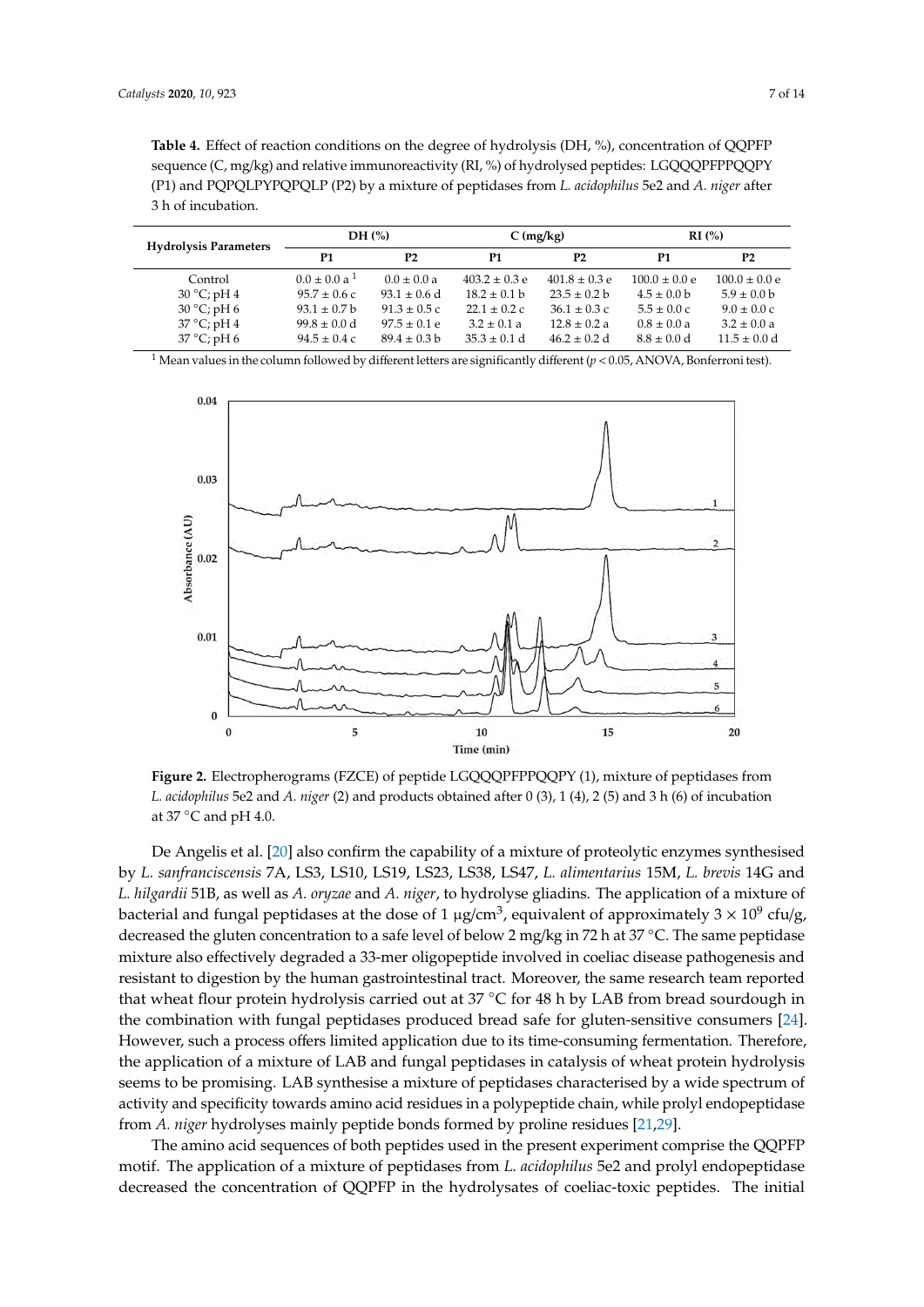**Table 4.** Effect of reaction conditions on the degree of hydrolysis (DH, %), concentration of QQPFP sequence (C, mg/kg) and relative immunoreactivity (RI, %) of hydrolysed peptides: LGQQQPFPPQQPY (P1) and PQPQLPYPQPQLP (P2) by a mixture of peptidases from *L. acidophilus* 5e2 and *A. niger* after 3 h of incubation.

| Hydrolysis Parameters | DH (%) | | C (mg/kg) | | RI (%) | |
|---|---|---|---|---|---|---|
| | P1 | P2 | P1 | P2 | P1 | P2 |
| Control | 0.0 ± 0.0 a [1] | 0.0 ± 0.0 a | 403.2 ± 0.3 e | 401.8 ± 0.3 e | 100.0 ± 0.0 e | 100.0 ± 0.0 e |
| 30 °C; pH 4 | 95.7 ± 0.6 c | 93.1 ± 0.6 d | 18.2 ± 0.1 b | 23.5 ± 0.2 b | 4.5 ± 0.0 b | 5.9 ± 0.0 b |
| 30 °C; pH 6 | 93.1 ± 0.7 b | 91.3 ± 0.5 c | 22.1 ± 0.2 c | 36.1 ± 0.3 c | 5.5 ± 0.0 c | 9.0 ± 0.0 c |
| 37 °C; pH 4 | 99.8 ± 0.0 d | 97.5 ± 0.1 e | 3.2 ± 0.1 a | 12.8 ± 0.2 a | 0.8 ± 0.0 a | 3.2 ± 0.0 a |
| 37 °C; pH 6 | 94.5 ± 0.4 c | 89.4 ± 0.3 b | 35.3 ± 0.1 d | 46.2 ± 0.2 d | 8.8 ± 0.0 d | 11.5 ± 0.0 d |

[1] Mean values in the column followed by different letters are significantly different ($p < 0.05$, ANOVA, Bonferroni test).

**Figure 2.** Electropherograms (FZCE) of peptide LGQQQPFPPQQPY (1), mixture of peptidases from *L. acidophilus* 5e2 and *A. niger* (2) and products obtained after 0 (3), 1 (4), 2 (5) and 3 h (6) of incubation at 37 °C and pH 4.0.

De Angelis et al. [20] also confirm the capability of a mixture of proteolytic enzymes synthesised by *L. sanfranciscensis* 7A, LS3, LS10, LS19, LS23, LS38, LS47, *L. alimentarius* 15M, *L. brevis* 14G and *L. hilgardii* 51B, as well as *A. oryzae* and *A. niger*, to hydrolyse gliadins. The application of a mixture of bacterial and fungal peptidases at the dose of 1 μg/cm$^3$, equivalent of approximately $3 \times 10^9$ cfu/g, decreased the gluten concentration to a safe level of below 2 mg/kg in 72 h at 37 °C. The same peptidase mixture also effectively degraded a 33-mer oligopeptide involved in coeliac disease pathogenesis and resistant to digestion by the human gastrointestinal tract. Moreover, the same research team reported that wheat flour protein hydrolysis carried out at 37 °C for 48 h by LAB from bread sourdough in the combination with fungal peptidases produced bread safe for gluten-sensitive consumers [24]. However, such a process offers limited application due to its time-consuming fermentation. Therefore, the application of a mixture of LAB and fungal peptidases in catalysis of wheat protein hydrolysis seems to be promising. LAB synthesise a mixture of peptidases characterised by a wide spectrum of activity and specificity towards amino acid residues in a polypeptide chain, while prolyl endopeptidase from *A. niger* hydrolyses mainly peptide bonds formed by proline residues [21,29].

The amino acid sequences of both peptides used in the present experiment comprise the QQPFP motif. The application of a mixture of peptidases from *L. acidophilus* 5e2 and prolyl endopeptidase decreased the concentration of QQPFP in the hydrolysates of coeliac-toxic peptides. The initial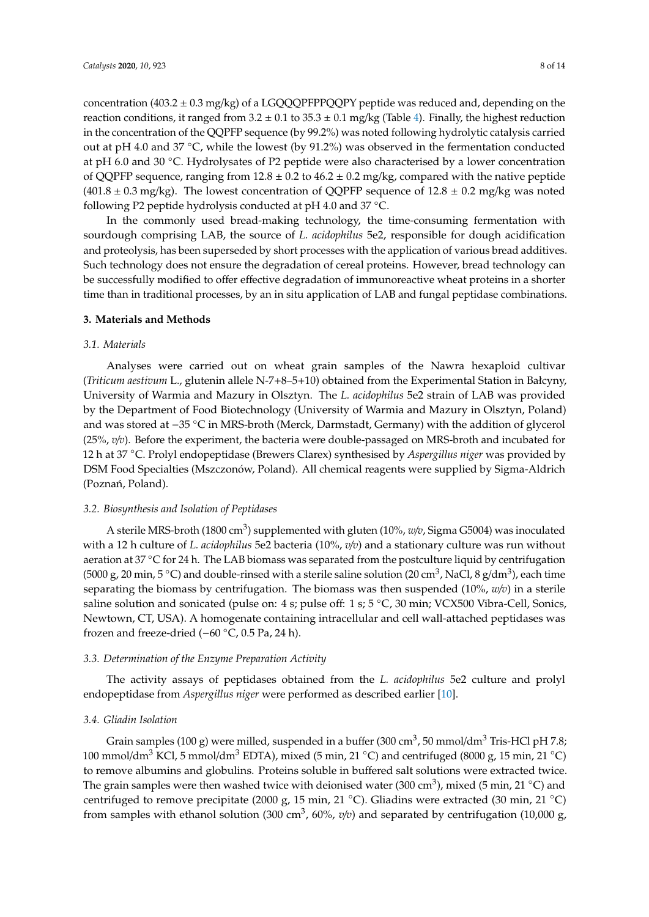concentration (403.2 ± 0.3 mg/kg) of a LGQQQPFPPQQPY peptide was reduced and, depending on the reaction conditions, it ranged from 3.2 ± 0.1 to 35.3 ± 0.1 mg/kg (Table 4). Finally, the highest reduction in the concentration of the QQPFP sequence (by 99.2%) was noted following hydrolytic catalysis carried out at pH 4.0 and 37 °C, while the lowest (by 91.2%) was observed in the fermentation conducted at pH 6.0 and 30 °C. Hydrolysates of P2 peptide were also characterised by a lower concentration of QQPFP sequence, ranging from 12.8 ± 0.2 to 46.2 ± 0.2 mg/kg, compared with the native peptide (401.8 ± 0.3 mg/kg). The lowest concentration of QQPFP sequence of 12.8 ± 0.2 mg/kg was noted following P2 peptide hydrolysis conducted at pH 4.0 and 37 °C.

In the commonly used bread-making technology, the time-consuming fermentation with sourdough comprising LAB, the source of *L. acidophilus* 5e2, responsible for dough acidification and proteolysis, has been superseded by short processes with the application of various bread additives. Such technology does not ensure the degradation of cereal proteins. However, bread technology can be successfully modified to offer effective degradation of immunoreactive wheat proteins in a shorter time than in traditional processes, by an in situ application of LAB and fungal peptidase combinations.

## 3. Materials and Methods

### 3.1. Materials

Analyses were carried out on wheat grain samples of the Nawra hexaploid cultivar (*Triticum aestivum* L., glutenin allele N-7+8–5+10) obtained from the Experimental Station in Bałcyny, University of Warmia and Mazury in Olsztyn. The *L. acidophilus* 5e2 strain of LAB was provided by the Department of Food Biotechnology (University of Warmia and Mazury in Olsztyn, Poland) and was stored at −35 °C in MRS-broth (Merck, Darmstadt, Germany) with the addition of glycerol (25%, *v/v*). Before the experiment, the bacteria were double-passaged on MRS-broth and incubated for 12 h at 37 °C. Prolyl endopeptidase (Brewers Clarex) synthesised by *Aspergillus niger* was provided by DSM Food Specialties (Mszczonów, Poland). All chemical reagents were supplied by Sigma-Aldrich (Poznań, Poland).

### 3.2. Biosynthesis and Isolation of Peptidases

A sterile MRS-broth (1800 $cm^3$) supplemented with gluten (10%, *w/v*, Sigma G5004) was inoculated with a 12 h culture of *L. acidophilus* 5e2 bacteria (10%, *v/v*) and a stationary culture was run without aeration at 37 °C for 24 h. The LAB biomass was separated from the postculture liquid by centrifugation (5000 g, 20 min, 5 °C) and double-rinsed with a sterile saline solution (20 $cm^3$, NaCl, 8 $g/dm^3$), each time separating the biomass by centrifugation. The biomass was then suspended (10%, *w/v*) in a sterile saline solution and sonicated (pulse on: 4 s; pulse off: 1 s; 5 °C, 30 min; VCX500 Vibra-Cell, Sonics, Newtown, CT, USA). A homogenate containing intracellular and cell wall-attached peptidases was frozen and freeze-dried (−60 °C, 0.5 Pa, 24 h).

### 3.3. Determination of the Enzyme Preparation Activity

The activity assays of peptidases obtained from the *L. acidophilus* 5e2 culture and prolyl endopeptidase from *Aspergillus niger* were performed as described earlier [10].

### 3.4. Gliadin Isolation

Grain samples (100 g) were milled, suspended in a buffer (300 $cm^3$, 50 $mmol/dm^3$ Tris-HCl pH 7.8; 100 $mmol/dm^3$ KCl, 5 $mmol/dm^3$ EDTA), mixed (5 min, 21 °C) and centrifuged (8000 g, 15 min, 21 °C) to remove albumins and globulins. Proteins soluble in buffered salt solutions were extracted twice. The grain samples were then washed twice with deionised water (300 $cm^3$), mixed (5 min, 21 °C) and centrifuged to remove precipitate (2000 g, 15 min, 21 °C). Gliadins were extracted (30 min, 21 °C) from samples with ethanol solution (300 $cm^3$, 60%, *v/v*) and separated by centrifugation (10,000 g,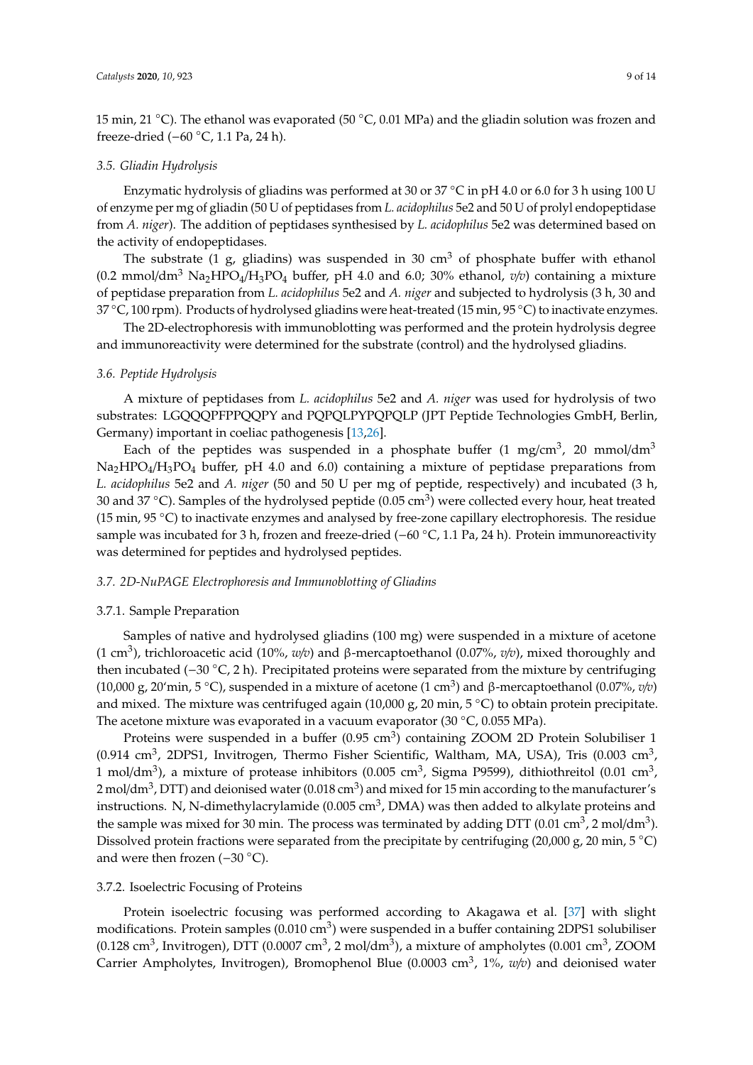15 min, 21 °C). The ethanol was evaporated (50 °C, 0.01 MPa) and the gliadin solution was frozen and freeze-dried (−60 °C, 1.1 Pa, 24 h).

### 3.5. Gliadin Hydrolysis

Enzymatic hydrolysis of gliadins was performed at 30 or 37 °C in pH 4.0 or 6.0 for 3 h using 100 U of enzyme per mg of gliadin (50 U of peptidases from *L. acidophilus* 5e2 and 50 U of prolyl endopeptidase from *A. niger*). The addition of peptidases synthesised by *L. acidophilus* 5e2 was determined based on the activity of endopeptidases.

The substrate (1 g, gliadins) was suspended in 30 $cm^3$ of phosphate buffer with ethanol (0.2 mmol/$dm^3$ $Na_2HPO_4$/$H_3PO_4$ buffer, pH 4.0 and 6.0; 30% ethanol, *v/v*) containing a mixture of peptidase preparation from *L. acidophilus* 5e2 and *A. niger* and subjected to hydrolysis (3 h, 30 and 37 °C, 100 rpm). Products of hydrolysed gliadins were heat-treated (15 min, 95 °C) to inactivate enzymes.

The 2D-electrophoresis with immunoblotting was performed and the protein hydrolysis degree and immunoreactivity were determined for the substrate (control) and the hydrolysed gliadins.

### 3.6. Peptide Hydrolysis

A mixture of peptidases from *L. acidophilus* 5e2 and *A. niger* was used for hydrolysis of two substrates: LGQQQPFPPQQPY and PQPQLPYPQPQLP (JPT Peptide Technologies GmbH, Berlin, Germany) important in coeliac pathogenesis [13,26].

Each of the peptides was suspended in a phosphate buffer (1 mg/$cm^3$, 20 mmol/$dm^3$ $Na_2HPO_4$/$H_3PO_4$ buffer, pH 4.0 and 6.0) containing a mixture of peptidase preparations from *L. acidophilus* 5e2 and *A. niger* (50 and 50 U per mg of peptide, respectively) and incubated (3 h, 30 and 37 °C). Samples of the hydrolysed peptide (0.05 $cm^3$) were collected every hour, heat treated (15 min, 95 °C) to inactivate enzymes and analysed by free-zone capillary electrophoresis. The residue sample was incubated for 3 h, frozen and freeze-dried (−60 °C, 1.1 Pa, 24 h). Protein immunoreactivity was determined for peptides and hydrolysed peptides.

### 3.7. 2D-NuPAGE Electrophoresis and Immunoblotting of Gliadins

#### 3.7.1. Sample Preparation

Samples of native and hydrolysed gliadins (100 mg) were suspended in a mixture of acetone (1 $cm^3$), trichloroacetic acid (10%, *w/v*) and β-mercaptoethanol (0.07%, *v/v*), mixed thoroughly and then incubated (−30 °C, 2 h). Precipitated proteins were separated from the mixture by centrifuging (10,000 g, 20'min, 5 °C), suspended in a mixture of acetone (1 $cm^3$) and β-mercaptoethanol (0.07%, *v/v*) and mixed. The mixture was centrifuged again (10,000 g, 20 min, 5 °C) to obtain protein precipitate. The acetone mixture was evaporated in a vacuum evaporator (30 °C, 0.055 MPa).

Proteins were suspended in a buffer (0.95 $cm^3$) containing ZOOM 2D Protein Solubiliser 1 (0.914 $cm^3$, 2DPS1, Invitrogen, Thermo Fisher Scientific, Waltham, MA, USA), Tris (0.003 $cm^3$, 1 mol/$dm^3$), a mixture of protease inhibitors (0.005 $cm^3$, Sigma P9599), dithiothreitol (0.01 $cm^3$, 2 mol/$dm^3$, DTT) and deionised water (0.018 $cm^3$) and mixed for 15 min according to the manufacturer's instructions. N, N-dimethylacrylamide (0.005 $cm^3$, DMA) was then added to alkylate proteins and the sample was mixed for 30 min. The process was terminated by adding DTT (0.01 $cm^3$, 2 mol/$dm^3$). Dissolved protein fractions were separated from the precipitate by centrifuging (20,000 g, 20 min, 5 °C) and were then frozen (−30 °C).

#### 3.7.2. Isoelectric Focusing of Proteins

Protein isoelectric focusing was performed according to Akagawa et al. [37] with slight modifications. Protein samples (0.010 $cm^3$) were suspended in a buffer containing 2DPS1 solubiliser (0.128 $cm^3$, Invitrogen), DTT (0.0007 $cm^3$, 2 mol/$dm^3$), a mixture of ampholytes (0.001 $cm^3$, ZOOM Carrier Ampholytes, Invitrogen), Bromophenol Blue (0.0003 $cm^3$, 1%, *w/v*) and deionised water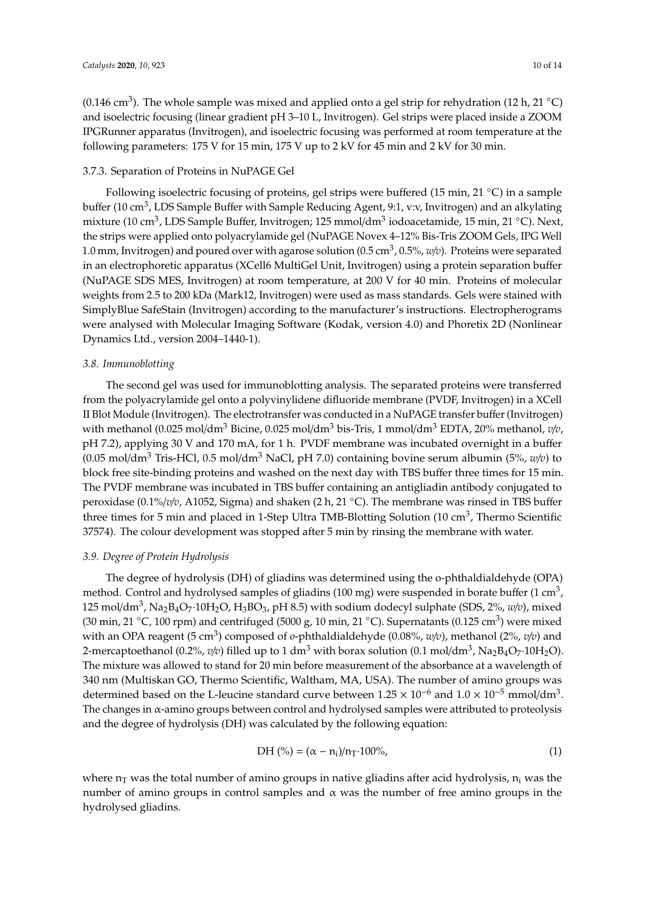(0.146 $cm^3$). The whole sample was mixed and applied onto a gel strip for rehydration (12 h, 21 °C) and isoelectric focusing (linear gradient pH 3–10 L, Invitrogen). Gel strips were placed inside a ZOOM IPGRunner apparatus (Invitrogen), and isoelectric focusing was performed at room temperature at the following parameters: 175 V for 15 min, 175 V up to 2 kV for 45 min and 2 kV for 30 min.

#### 3.7.3. Separation of Proteins in NuPAGE Gel

Following isoelectric focusing of proteins, gel strips were buffered (15 min, 21 °C) in a sample buffer (10 $cm^3$, LDS Sample Buffer with Sample Reducing Agent, 9:1, v:v, Invitrogen) and an alkylating mixture (10 $cm^3$, LDS Sample Buffer, Invitrogen; 125 mmol/$dm^3$ iodoacetamide, 15 min, 21 °C). Next, the strips were applied onto polyacrylamide gel (NuPAGE Novex 4–12% Bis-Tris ZOOM Gels, IPG Well 1.0 mm, Invitrogen) and poured over with agarose solution (0.5 $cm^3$, 0.5%, *w/v*). Proteins were separated in an electrophoretic apparatus (XCell6 MultiGel Unit, Invitrogen) using a protein separation buffer (NuPAGE SDS MES, Invitrogen) at room temperature, at 200 V for 40 min. Proteins of molecular weights from 2.5 to 200 kDa (Mark12, Invitrogen) were used as mass standards. Gels were stained with SimplyBlue SafeStain (Invitrogen) according to the manufacturer's instructions. Electropherograms were analysed with Molecular Imaging Software (Kodak, version 4.0) and Phoretix 2D (Nonlinear Dynamics Ltd., version 2004–1440-1).

### *3.8. Immunoblotting*

The second gel was used for immunoblotting analysis. The separated proteins were transferred from the polyacrylamide gel onto a polyvinylidene difluoride membrane (PVDF, Invitrogen) in a XCell II Blot Module (Invitrogen). The electrotransfer was conducted in a NuPAGE transfer buffer (Invitrogen) with methanol (0.025 mol/$dm^3$ Bicine, 0.025 mol/$dm^3$ bis-Tris, 1 mmol/$dm^3$ EDTA, 20% methanol, *v/v*, pH 7.2), applying 30 V and 170 mA, for 1 h. PVDF membrane was incubated overnight in a buffer (0.05 mol/$dm^3$ Tris-HCl, 0.5 mol/$dm^3$ NaCl, pH 7.0) containing bovine serum albumin (5%, *w/v*) to block free site-binding proteins and washed on the next day with TBS buffer three times for 15 min. The PVDF membrane was incubated in TBS buffer containing an antigliadin antibody conjugated to peroxidase (0.1%/*v/v*, A1052, Sigma) and shaken (2 h, 21 °C). The membrane was rinsed in TBS buffer three times for 5 min and placed in 1-Step Ultra TMB-Blotting Solution (10 $cm^3$, Thermo Scientific 37574). The colour development was stopped after 5 min by rinsing the membrane with water.

### *3.9. Degree of Protein Hydrolysis*

The degree of hydrolysis (DH) of gliadins was determined using the o-phthaldialdehyde (OPA) method. Control and hydrolysed samples of gliadins (100 mg) were suspended in borate buffer (1 $cm^3$, 125 mol/$dm^3$, $Na_2B_4O_7{\cdot}10H_2O$, $H_3BO_3$, pH 8.5) with sodium dodecyl sulphate (SDS, 2%, *w/v*), mixed (30 min, 21 °C, 100 rpm) and centrifuged (5000 g, 10 min, 21 °C). Supernatants (0.125 $cm^3$) were mixed with an OPA reagent (5 $cm^3$) composed of *o*-phthaldialdehyde (0.08%, *w/v*), methanol (2%, *v/v*) and 2-mercaptoethanol (0.2%, *v/v*) filled up to 1 $dm^3$ with borax solution (0.1 mol/$dm^3$, $Na_2B_4O_7{\cdot}10H_2O$). The mixture was allowed to stand for 20 min before measurement of the absorbance at a wavelength of 340 nm (Multiskan GO, Thermo Scientific, Waltham, MA, USA). The number of amino groups was determined based on the L-leucine standard curve between $1.25 \times 10^{-6}$ and $1.0 \times 10^{-5}$ mmol/$dm^3$. The changes in α-amino groups between control and hydrolysed samples were attributed to proteolysis and the degree of hydrolysis (DH) was calculated by the following equation:

$$\mathrm{DH}\ (\%) = (\alpha - n_i)/n_T \cdot 100\%, \tag{1}$$

where $n_T$ was the total number of amino groups in native gliadins after acid hydrolysis, $n_i$ was the number of amino groups in control samples and α was the number of free amino groups in the hydrolysed gliadins.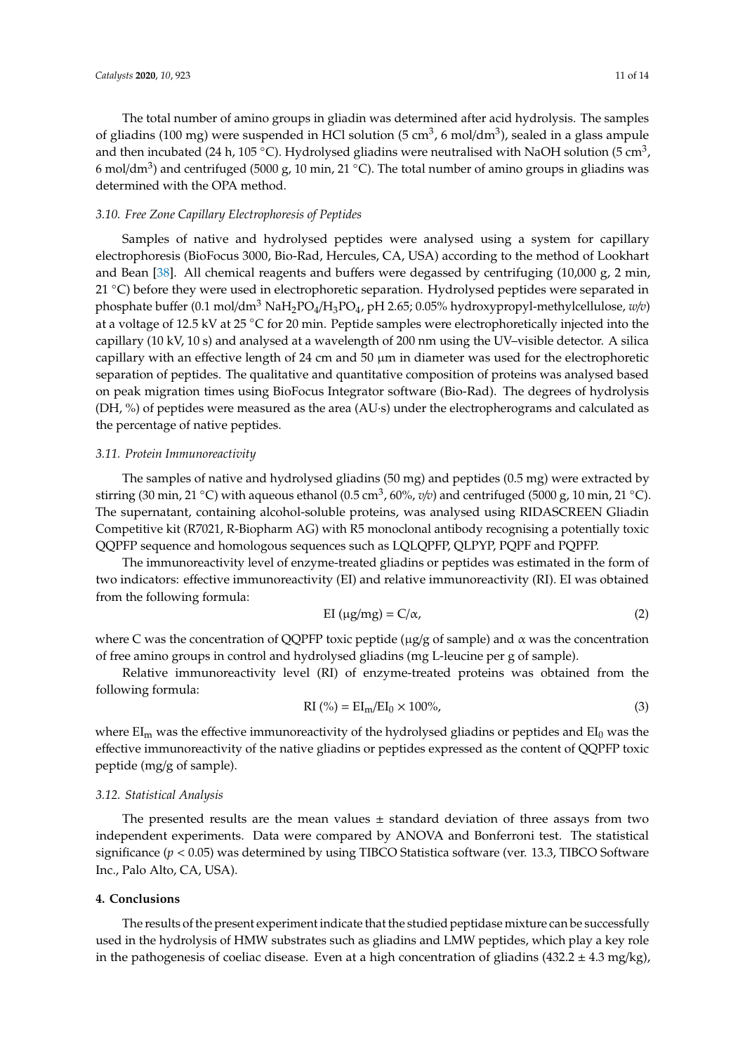The total number of amino groups in gliadin was determined after acid hydrolysis. The samples of gliadins (100 mg) were suspended in HCl solution (5 $cm^3$, 6 mol/$dm^3$), sealed in a glass ampule and then incubated (24 h, 105 °C). Hydrolysed gliadins were neutralised with NaOH solution (5 $cm^3$, 6 mol/$dm^3$) and centrifuged (5000 g, 10 min, 21 °C). The total number of amino groups in gliadins was determined with the OPA method.

### *3.10. Free Zone Capillary Electrophoresis of Peptides*

Samples of native and hydrolysed peptides were analysed using a system for capillary electrophoresis (BioFocus 3000, Bio-Rad, Hercules, CA, USA) according to the method of Lookhart and Bean [38]. All chemical reagents and buffers were degassed by centrifuging (10,000 g, 2 min, 21 °C) before they were used in electrophoretic separation. Hydrolysed peptides were separated in phosphate buffer (0.1 mol/$dm^3$ $NaH_2PO_4/H_3PO_4$, pH 2.65; 0.05% hydroxypropyl-methylcellulose, *w/v*) at a voltage of 12.5 kV at 25 °C for 20 min. Peptide samples were electrophoretically injected into the capillary (10 kV, 10 s) and analysed at a wavelength of 200 nm using the UV–visible detector. A silica capillary with an effective length of 24 cm and 50 μm in diameter was used for the electrophoretic separation of peptides. The qualitative and quantitative composition of proteins was analysed based on peak migration times using BioFocus Integrator software (Bio-Rad). The degrees of hydrolysis (DH, %) of peptides were measured as the area (AU·s) under the electropherograms and calculated as the percentage of native peptides.

### *3.11. Protein Immunoreactivity*

The samples of native and hydrolysed gliadins (50 mg) and peptides (0.5 mg) were extracted by stirring (30 min, 21 °C) with aqueous ethanol (0.5 $cm^3$, 60%, *v/v*) and centrifuged (5000 g, 10 min, 21 °C). The supernatant, containing alcohol-soluble proteins, was analysed using RIDASCREEN Gliadin Competitive kit (R7021, R-Biopharm AG) with R5 monoclonal antibody recognising a potentially toxic QQPFP sequence and homologous sequences such as LQLQPFP, QLPYP, PQPF and PQPFP.

The immunoreactivity level of enzyme-treated gliadins or peptides was estimated in the form of two indicators: effective immunoreactivity (EI) and relative immunoreactivity (RI). EI was obtained from the following formula:

$$\text{EI } (\mu\text{g/mg}) = \text{C}/\alpha, \quad (2)$$

where C was the concentration of QQPFP toxic peptide (μg/g of sample) and α was the concentration of free amino groups in control and hydrolysed gliadins (mg L-leucine per g of sample).

Relative immunoreactivity level (RI) of enzyme-treated proteins was obtained from the following formula:

$$\text{RI } (\%) = \text{EI}_\text{m}/\text{EI}_0 \times 100\%, \quad (3)$$

where $EI_m$ was the effective immunoreactivity of the hydrolysed gliadins or peptides and $EI_0$ was the effective immunoreactivity of the native gliadins or peptides expressed as the content of QQPFP toxic peptide (mg/g of sample).

### *3.12. Statistical Analysis*

The presented results are the mean values ± standard deviation of three assays from two independent experiments. Data were compared by ANOVA and Bonferroni test. The statistical significance ($p < 0.05$) was determined by using TIBCO Statistica software (ver. 13.3, TIBCO Software Inc., Palo Alto, CA, USA).

## **4. Conclusions**

The results of the present experiment indicate that the studied peptidase mixture can be successfully used in the hydrolysis of HMW substrates such as gliadins and LMW peptides, which play a key role in the pathogenesis of coeliac disease. Even at a high concentration of gliadins (432.2 ± 4.3 mg/kg),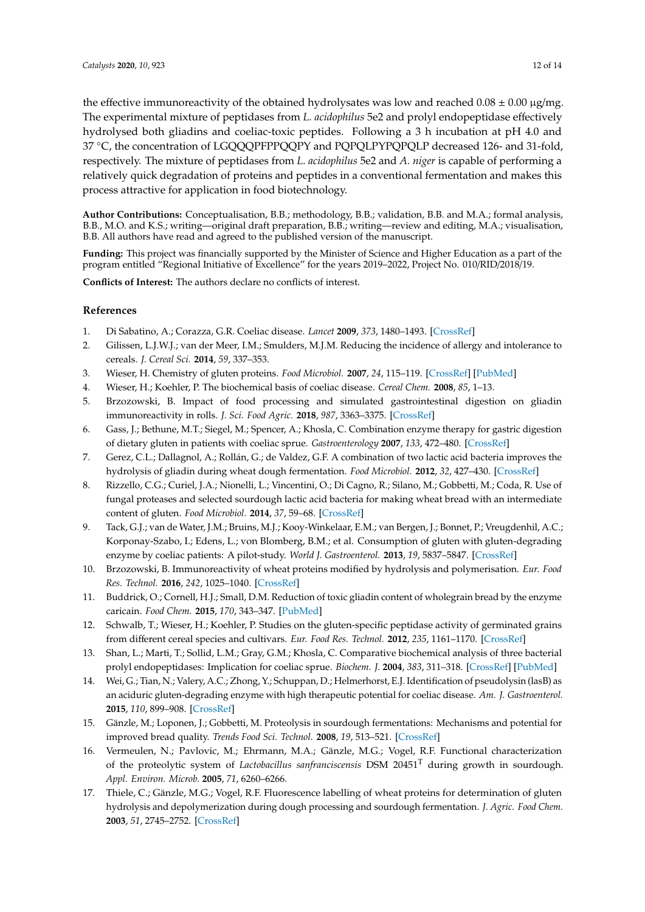the effective immunoreactivity of the obtained hydrolysates was low and reached 0.08 ± 0.00 µg/mg. The experimental mixture of peptidases from *L. acidophilus* 5e2 and prolyl endopeptidase effectively hydrolysed both gliadins and coeliac-toxic peptides. Following a 3 h incubation at pH 4.0 and 37 °C, the concentration of LGQQQPFPPQQPY and PQPQLPYPQPQLP decreased 126- and 31-fold, respectively. The mixture of peptidases from *L. acidophilus* 5e2 and *A. niger* is capable of performing a relatively quick degradation of proteins and peptides in a conventional fermentation and makes this process attractive for application in food biotechnology.

**Author Contributions:** Conceptualisation, B.B.; methodology, B.B.; validation, B.B. and M.A.; formal analysis, B.B., M.O. and K.S.; writing—original draft preparation, B.B.; writing—review and editing, M.A.; visualisation, B.B. All authors have read and agreed to the published version of the manuscript.

**Funding:** This project was financially supported by the Minister of Science and Higher Education as a part of the program entitled "Regional Initiative of Excellence" for the years 2019–2022, Project No. 010/RID/2018/19.

**Conflicts of Interest:** The authors declare no conflicts of interest.

## References

1. Di Sabatino, A.; Corazza, G.R. Coeliac disease. *Lancet* **2009**, *373*, 1480–1493. [CrossRef]
2. Gilissen, L.J.W.J.; van der Meer, I.M.; Smulders, M.J.M. Reducing the incidence of allergy and intolerance to cereals. *J. Cereal Sci.* **2014**, *59*, 337–353.
3. Wieser, H. Chemistry of gluten proteins. *Food Microbiol.* **2007**, *24*, 115–119. [CrossRef] [PubMed]
4. Wieser, H.; Koehler, P. The biochemical basis of coeliac disease. *Cereal Chem.* **2008**, *85*, 1–13.
5. Brzozowski, B. Impact of food processing and simulated gastrointestinal digestion on gliadin immunoreactivity in rolls. *J. Sci. Food Agric.* **2018**, *987*, 3363–3375. [CrossRef]
6. Gass, J.; Bethune, M.T.; Siegel, M.; Spencer, A.; Khosla, C. Combination enzyme therapy for gastric digestion of dietary gluten in patients with coeliac sprue. *Gastroenterology* **2007**, *133*, 472–480. [CrossRef]
7. Gerez, C.L.; Dallagnol, A.; Rollán, G.; de Valdez, G.F. A combination of two lactic acid bacteria improves the hydrolysis of gliadin during wheat dough fermentation. *Food Microbiol.* **2012**, *32*, 427–430. [CrossRef]
8. Rizzello, C.G.; Curiel, J.A.; Nionelli, L.; Vincentini, O.; Di Cagno, R.; Silano, M.; Gobbetti, M.; Coda, R. Use of fungal proteases and selected sourdough lactic acid bacteria for making wheat bread with an intermediate content of gluten. *Food Microbiol.* **2014**, *37*, 59–68. [CrossRef]
9. Tack, G.J.; van de Water, J.M.; Bruins, M.J.; Kooy-Winkelaar, E.M.; van Bergen, J.; Bonnet, P.; Vreugdenhil, A.C.; Korponay-Szabo, I.; Edens, L.; von Blomberg, B.M.; et al. Consumption of gluten with gluten-degrading enzyme by coeliac patients: A pilot-study. *World J. Gastroenterol.* **2013**, *19*, 5837–5847. [CrossRef]
10. Brzozowski, B. Immunoreactivity of wheat proteins modified by hydrolysis and polymerisation. *Eur. Food Res. Technol.* **2016**, *242*, 1025–1040. [CrossRef]
11. Buddrick, O.; Cornell, H.J.; Small, D.M. Reduction of toxic gliadin content of wholegrain bread by the enzyme caricain. *Food Chem.* **2015**, *170*, 343–347. [PubMed]
12. Schwalb, T.; Wieser, H.; Koehler, P. Studies on the gluten-specific peptidase activity of germinated grains from different cereal species and cultivars. *Eur. Food Res. Technol.* **2012**, *235*, 1161–1170. [CrossRef]
13. Shan, L.; Marti, T.; Sollid, L.M.; Gray, G.M.; Khosla, C. Comparative biochemical analysis of three bacterial prolyl endopeptidases: Implication for coeliac sprue. *Biochem. J.* **2004**, *383*, 311–318. [CrossRef] [PubMed]
14. Wei, G.; Tian, N.; Valery, A.C.; Zhong, Y.; Schuppan, D.; Helmerhorst, E.J. Identification of pseudolysin (lasB) as an aciduric gluten-degrading enzyme with high therapeutic potential for coeliac disease. *Am. J. Gastroenterol.* **2015**, *110*, 899–908. [CrossRef]
15. Gänzle, M.; Loponen, J.; Gobbetti, M. Proteolysis in sourdough fermentations: Mechanisms and potential for improved bread quality. *Trends Food Sci. Technol.* **2008**, *19*, 513–521. [CrossRef]
16. Vermeulen, N.; Pavlovic, M.; Ehrmann, M.A.; Gänzle, M.G.; Vogel, R.F. Functional characterization of the proteolytic system of *Lactobacillus sanfranciscensis* DSM 20451$^T$ during growth in sourdough. *Appl. Environ. Microb.* **2005**, *71*, 6260–6266.
17. Thiele, C.; Gänzle, M.G.; Vogel, R.F. Fluorescence labelling of wheat proteins for determination of gluten hydrolysis and depolymerization during dough processing and sourdough fermentation. *J. Agric. Food Chem.* **2003**, *51*, 2745–2752. [CrossRef]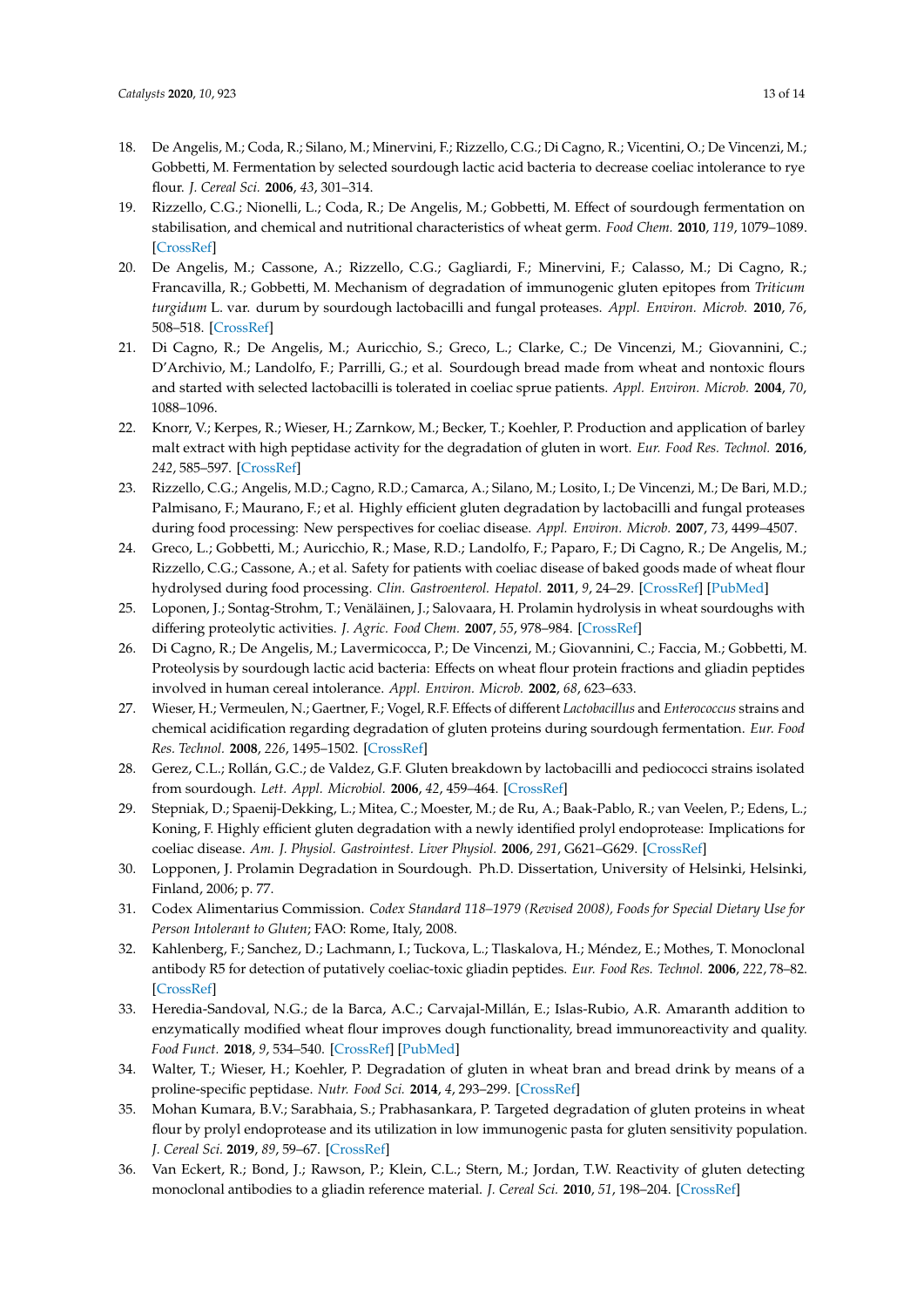18. De Angelis, M.; Coda, R.; Silano, M.; Minervini, F.; Rizzello, C.G.; Di Cagno, R.; Vicentini, O.; De Vincenzi, M.; Gobbetti, M. Fermentation by selected sourdough lactic acid bacteria to decrease coeliac intolerance to rye flour. *J. Cereal Sci.* **2006**, *43*, 301–314.
19. Rizzello, C.G.; Nionelli, L.; Coda, R.; De Angelis, M.; Gobbetti, M. Effect of sourdough fermentation on stabilisation, and chemical and nutritional characteristics of wheat germ. *Food Chem.* **2010**, *119*, 1079–1089. [CrossRef]
20. De Angelis, M.; Cassone, A.; Rizzello, C.G.; Gagliardi, F.; Minervini, F.; Calasso, M.; Di Cagno, R.; Francavilla, R.; Gobbetti, M. Mechanism of degradation of immunogenic gluten epitopes from *Triticum turgidum* L. var. durum by sourdough lactobacilli and fungal proteases. *Appl. Environ. Microb.* **2010**, *76*, 508–518. [CrossRef]
21. Di Cagno, R.; De Angelis, M.; Auricchio, S.; Greco, L.; Clarke, C.; De Vincenzi, M.; Giovannini, C.; D'Archivio, M.; Landolfo, F.; Parrilli, G.; et al. Sourdough bread made from wheat and nontoxic flours and started with selected lactobacilli is tolerated in coeliac sprue patients. *Appl. Environ. Microb.* **2004**, *70*, 1088–1096.
22. Knorr, V.; Kerpes, R.; Wieser, H.; Zarnkow, M.; Becker, T.; Koehler, P. Production and application of barley malt extract with high peptidase activity for the degradation of gluten in wort. *Eur. Food Res. Technol.* **2016**, *242*, 585–597. [CrossRef]
23. Rizzello, C.G.; Angelis, M.D.; Cagno, R.D.; Camarca, A.; Silano, M.; Losito, I.; De Vincenzi, M.; De Bari, M.D.; Palmisano, F.; Maurano, F.; et al. Highly efficient gluten degradation by lactobacilli and fungal proteases during food processing: New perspectives for coeliac disease. *Appl. Environ. Microb.* **2007**, *73*, 4499–4507.
24. Greco, L.; Gobbetti, M.; Auricchio, R.; Mase, R.D.; Landolfo, F.; Paparo, F.; Di Cagno, R.; De Angelis, M.; Rizzello, C.G.; Cassone, A.; et al. Safety for patients with coeliac disease of baked goods made of wheat flour hydrolysed during food processing. *Clin. Gastroenterol. Hepatol.* **2011**, *9*, 24–29. [CrossRef] [PubMed]
25. Loponen, J.; Sontag-Strohm, T.; Venäläinen, J.; Salovaara, H. Prolamin hydrolysis in wheat sourdoughs with differing proteolytic activities. *J. Agric. Food Chem.* **2007**, *55*, 978–984. [CrossRef]
26. Di Cagno, R.; De Angelis, M.; Lavermicocca, P.; De Vincenzi, M.; Giovannini, C.; Faccia, M.; Gobbetti, M. Proteolysis by sourdough lactic acid bacteria: Effects on wheat flour protein fractions and gliadin peptides involved in human cereal intolerance. *Appl. Environ. Microb.* **2002**, *68*, 623–633.
27. Wieser, H.; Vermeulen, N.; Gaertner, F.; Vogel, R.F. Effects of different *Lactobacillus* and *Enterococcus* strains and chemical acidification regarding degradation of gluten proteins during sourdough fermentation. *Eur. Food Res. Technol.* **2008**, *226*, 1495–1502. [CrossRef]
28. Gerez, C.L.; Rollán, G.C.; de Valdez, G.F. Gluten breakdown by lactobacilli and pediococci strains isolated from sourdough. *Lett. Appl. Microbiol.* **2006**, *42*, 459–464. [CrossRef]
29. Stepniak, D.; Spaenij-Dekking, L.; Mitea, C.; Moester, M.; de Ru, A.; Baak-Pablo, R.; van Veelen, P.; Edens, L.; Koning, F. Highly efficient gluten degradation with a newly identified prolyl endoprotease: Implications for coeliac disease. *Am. J. Physiol. Gastrointest. Liver Physiol.* **2006**, *291*, G621–G629. [CrossRef]
30. Lopponen, J. Prolamin Degradation in Sourdough. Ph.D. Dissertation, University of Helsinki, Helsinki, Finland, 2006; p. 77.
31. Codex Alimentarius Commission. *Codex Standard 118–1979 (Revised 2008), Foods for Special Dietary Use for Person Intolerant to Gluten*; FAO: Rome, Italy, 2008.
32. Kahlenberg, F.; Sanchez, D.; Lachmann, I.; Tuckova, L.; Tlaskalova, H.; Méndez, E.; Mothes, T. Monoclonal antibody R5 for detection of putatively coeliac-toxic gliadin peptides. *Eur. Food Res. Technol.* **2006**, *222*, 78–82. [CrossRef]
33. Heredia-Sandoval, N.G.; de la Barca, A.C.; Carvajal-Millán, E.; Islas-Rubio, A.R. Amaranth addition to enzymatically modified wheat flour improves dough functionality, bread immunoreactivity and quality. *Food Funct.* **2018**, *9*, 534–540. [CrossRef] [PubMed]
34. Walter, T.; Wieser, H.; Koehler, P. Degradation of gluten in wheat bran and bread drink by means of a proline-specific peptidase. *Nutr. Food Sci.* **2014**, *4*, 293–299. [CrossRef]
35. Mohan Kumara, B.V.; Sarabhaia, S.; Prabhasankara, P. Targeted degradation of gluten proteins in wheat flour by prolyl endoprotease and its utilization in low immunogenic pasta for gluten sensitivity population. *J. Cereal Sci.* **2019**, *89*, 59–67. [CrossRef]
36. Van Eckert, R.; Bond, J.; Rawson, P.; Klein, C.L.; Stern, M.; Jordan, T.W. Reactivity of gluten detecting monoclonal antibodies to a gliadin reference material. *J. Cereal Sci.* **2010**, *51*, 198–204. [CrossRef]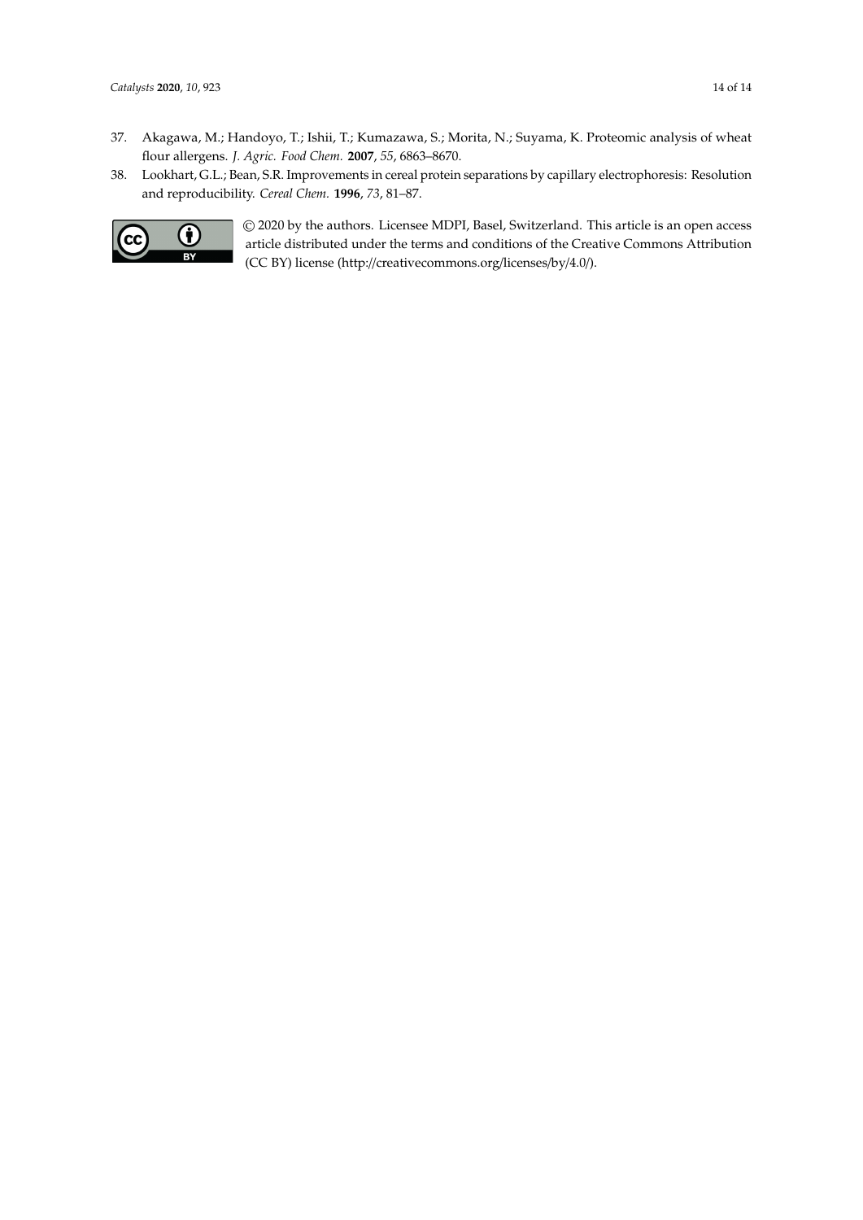37. Akagawa, M.; Handoyo, T.; Ishii, T.; Kumazawa, S.; Morita, N.; Suyama, K. Proteomic analysis of wheat flour allergens. *J. Agric. Food Chem.* **2007**, *55*, 6863–8670.
38. Lookhart, G.L.; Bean, S.R. Improvements in cereal protein separations by capillary electrophoresis: Resolution and reproducibility. *Cereal Chem.* **1996**, *73*, 81–87.

© 2020 by the authors. Licensee MDPI, Basel, Switzerland. This article is an open access article distributed under the terms and conditions of the Creative Commons Attribution (CC BY) license (http://creativecommons.org/licenses/by/4.0/).